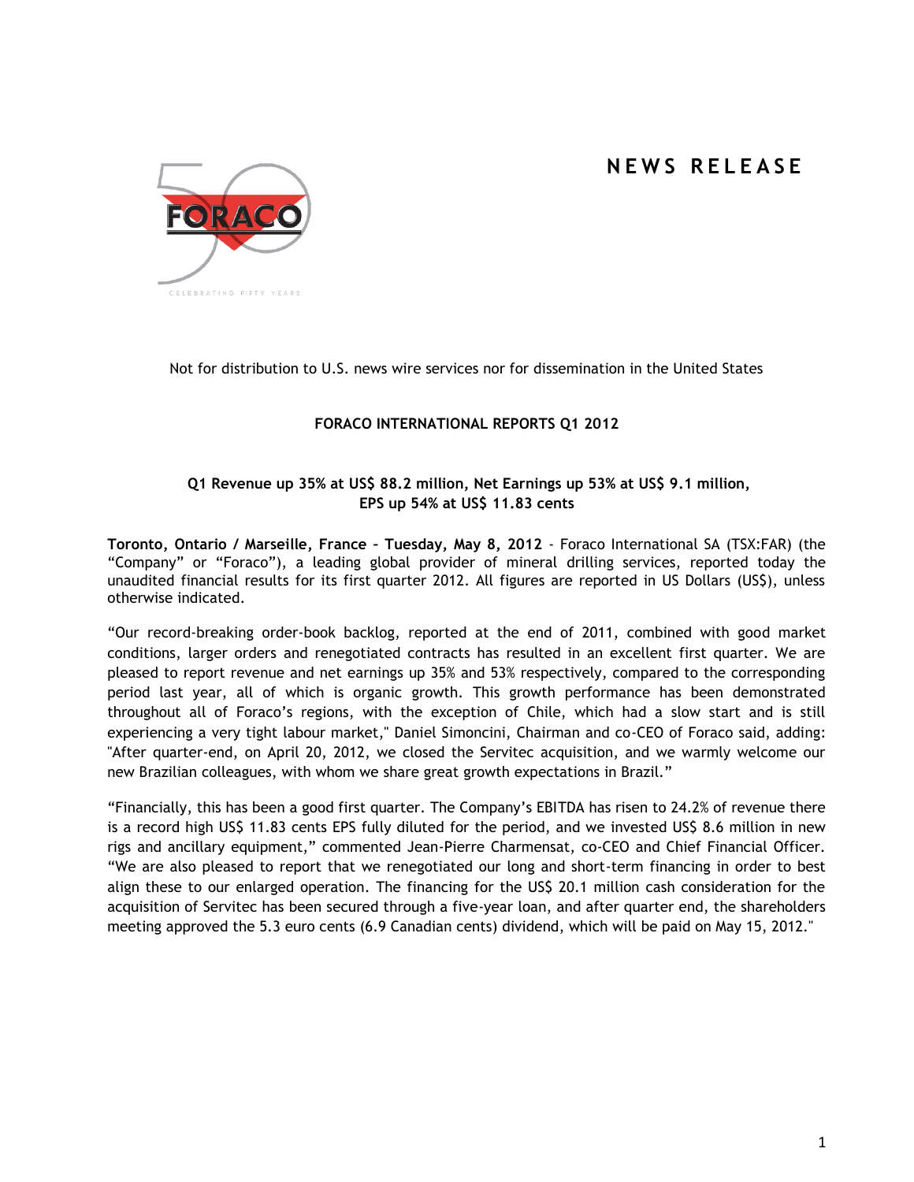# NEWS RELEASE

Not for distribution to U.S. news wire services nor for dissemination in the United States

## FORACO INTERNATIONAL REPORTS Q1 2012

### Q1 Revenue up 35% at US$ 88.2 million, Net Earnings up 53% at US$ 9.1 million, EPS up 54% at US$ 11.83 cents

**Toronto, Ontario / Marseille, France – Tuesday, May 8, 2012** - Foraco International SA (TSX:FAR) (the "Company" or "Foraco"), a leading global provider of mineral drilling services, reported today the unaudited financial results for its first quarter 2012. All figures are reported in US Dollars (US$), unless otherwise indicated.

"Our record-breaking order-book backlog, reported at the end of 2011, combined with good market conditions, larger orders and renegotiated contracts has resulted in an excellent first quarter. We are pleased to report revenue and net earnings up 35% and 53% respectively, compared to the corresponding period last year, all of which is organic growth. This growth performance has been demonstrated throughout all of Foraco's regions, with the exception of Chile, which had a slow start and is still experiencing a very tight labour market," Daniel Simoncini, Chairman and co-CEO of Foraco said, adding: "After quarter-end, on April 20, 2012, we closed the Servitec acquisition, and we warmly welcome our new Brazilian colleagues, with whom we share great growth expectations in Brazil."

"Financially, this has been a good first quarter. The Company's EBITDA has risen to 24.2% of revenue there is a record high US$ 11.83 cents EPS fully diluted for the period, and we invested US$ 8.6 million in new rigs and ancillary equipment," commented Jean-Pierre Charmensat, co-CEO and Chief Financial Officer. "We are also pleased to report that we renegotiated our long and short-term financing in order to best align these to our enlarged operation. The financing for the US$ 20.1 million cash consideration for the acquisition of Servitec has been secured through a five-year loan, and after quarter end, the shareholders meeting approved the 5.3 euro cents (6.9 Canadian cents) dividend, which will be paid on May 15, 2012."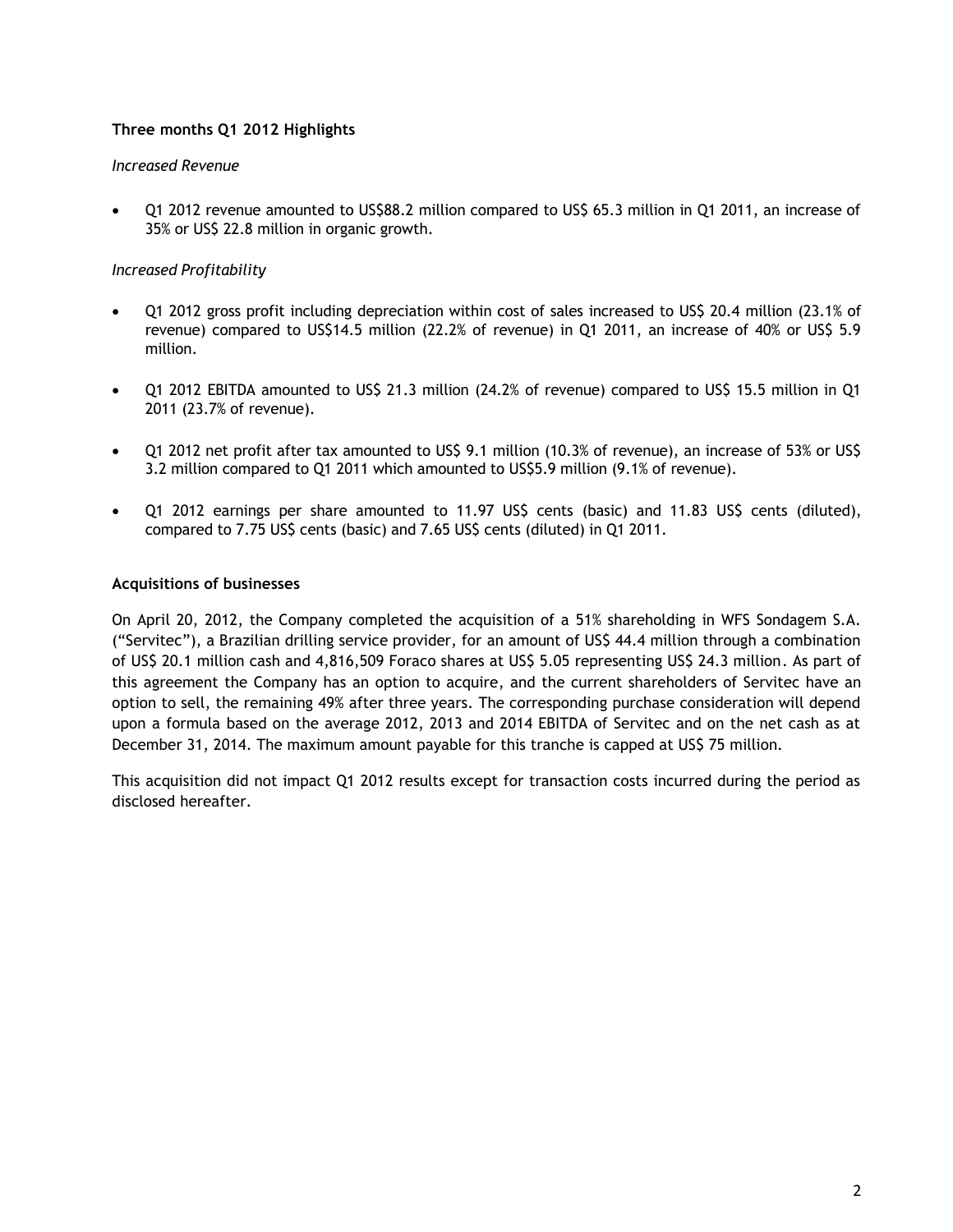### Three months Q1 2012 Highlights

*Increased Revenue*

- Q1 2012 revenue amounted to US$88.2 million compared to US$ 65.3 million in Q1 2011, an increase of 35% or US$ 22.8 million in organic growth.

*Increased Profitability*

- Q1 2012 gross profit including depreciation within cost of sales increased to US$ 20.4 million (23.1% of revenue) compared to US$14.5 million (22.2% of revenue) in Q1 2011, an increase of 40% or US$ 5.9 million.

- Q1 2012 EBITDA amounted to US$ 21.3 million (24.2% of revenue) compared to US$ 15.5 million in Q1 2011 (23.7% of revenue).

- Q1 2012 net profit after tax amounted to US$ 9.1 million (10.3% of revenue), an increase of 53% or US$ 3.2 million compared to Q1 2011 which amounted to US$5.9 million (9.1% of revenue).

- Q1 2012 earnings per share amounted to 11.97 US$ cents (basic) and 11.83 US$ cents (diluted), compared to 7.75 US$ cents (basic) and 7.65 US$ cents (diluted) in Q1 2011.

### Acquisitions of businesses

On April 20, 2012, the Company completed the acquisition of a 51% shareholding in WFS Sondagem S.A. ("Servitec"), a Brazilian drilling service provider, for an amount of US$ 44.4 million through a combination of US$ 20.1 million cash and 4,816,509 Foraco shares at US$ 5.05 representing US$ 24.3 million. As part of this agreement the Company has an option to acquire, and the current shareholders of Servitec have an option to sell, the remaining 49% after three years. The corresponding purchase consideration will depend upon a formula based on the average 2012, 2013 and 2014 EBITDA of Servitec and on the net cash as at December 31, 2014. The maximum amount payable for this tranche is capped at US$ 75 million.

This acquisition did not impact Q1 2012 results except for transaction costs incurred during the period as disclosed hereafter.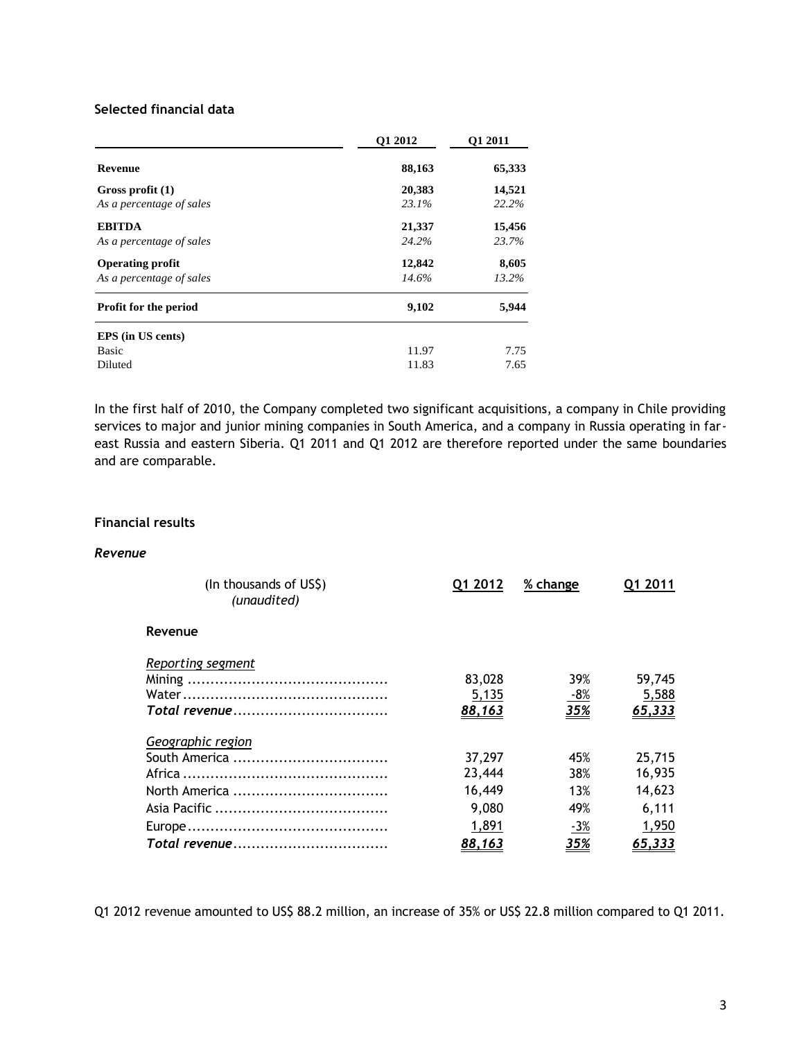### Selected financial data

| | Q1 2012 | Q1 2011 |
|---|---|---|
| **Revenue** | **88,163** | **65,333** |
| **Gross profit (1)** | **20,383** | **14,521** |
| *As a percentage of sales* | *23.1%* | *22.2%* |
| **EBITDA** | **21,337** | **15,456** |
| *As a percentage of sales* | *24.2%* | *23.7%* |
| **Operating profit** | **12,842** | **8,605** |
| *As a percentage of sales* | *14.6%* | *13.2%* |
| **Profit for the period** | **9,102** | **5,944** |
| **EPS (in US cents)** | | |
| Basic | 11.97 | 7.75 |
| Diluted | 11.83 | 7.65 |

In the first half of 2010, the Company completed two significant acquisitions, a company in Chile providing services to major and junior mining companies in South America, and a company in Russia operating in far-east Russia and eastern Siberia. Q1 2011 and Q1 2012 are therefore reported under the same boundaries and are comparable.

### Financial results

#### *Revenue*

| (In thousands of US$) *(unaudited)* | Q1 2012 | % change | Q1 2011 |
|---|---|---|---|
| **Revenue** | | | |
| *Reporting segment* | | | |
| Mining | 83,028 | 39% | 59,745 |
| Water | 5,135 | -8% | 5,588 |
| *Total revenue* | ***88,163*** | ***35%*** | ***65,333*** |
| *Geographic region* | | | |
| South America | 37,297 | 45% | 25,715 |
| Africa | 23,444 | 38% | 16,935 |
| North America | 16,449 | 13% | 14,623 |
| Asia Pacific | 9,080 | 49% | 6,111 |
| Europe | 1,891 | -3% | 1,950 |
| *Total revenue* | ***88,163*** | ***35%*** | ***65,333*** |

Q1 2012 revenue amounted to US$ 88.2 million, an increase of 35% or US$ 22.8 million compared to Q1 2011.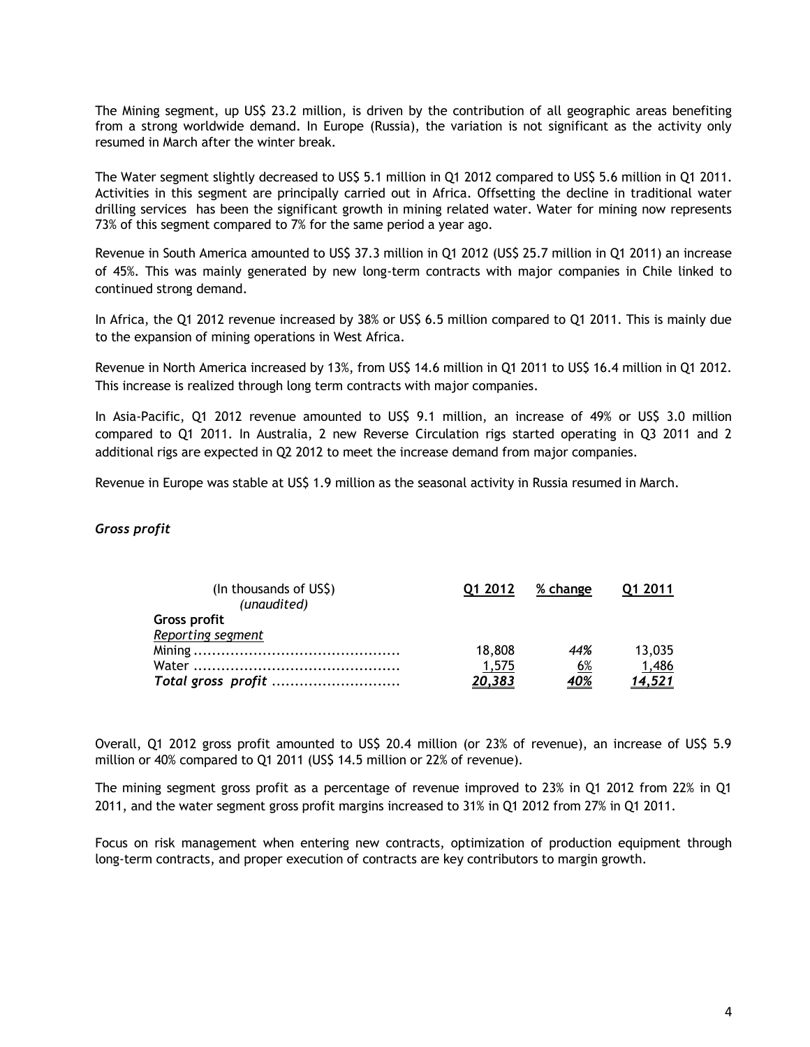The Mining segment, up US$ 23.2 million, is driven by the contribution of all geographic areas benefiting from a strong worldwide demand. In Europe (Russia), the variation is not significant as the activity only resumed in March after the winter break.

The Water segment slightly decreased to US$ 5.1 million in Q1 2012 compared to US$ 5.6 million in Q1 2011. Activities in this segment are principally carried out in Africa. Offsetting the decline in traditional water drilling services has been the significant growth in mining related water. Water for mining now represents 73% of this segment compared to 7% for the same period a year ago.

Revenue in South America amounted to US$ 37.3 million in Q1 2012 (US$ 25.7 million in Q1 2011) an increase of 45%. This was mainly generated by new long-term contracts with major companies in Chile linked to continued strong demand.

In Africa, the Q1 2012 revenue increased by 38% or US$ 6.5 million compared to Q1 2011. This is mainly due to the expansion of mining operations in West Africa.

Revenue in North America increased by 13%, from US$ 14.6 million in Q1 2011 to US$ 16.4 million in Q1 2012. This increase is realized through long term contracts with major companies.

In Asia-Pacific, Q1 2012 revenue amounted to US$ 9.1 million, an increase of 49% or US$ 3.0 million compared to Q1 2011. In Australia, 2 new Reverse Circulation rigs started operating in Q3 2011 and 2 additional rigs are expected in Q2 2012 to meet the increase demand from major companies.

Revenue in Europe was stable at US$ 1.9 million as the seasonal activity in Russia resumed in March.

### *Gross profit*

| (In thousands of US$) *(unaudited)* | Q1 2012 | % change | Q1 2011 |
|---|---|---|---|
| **Gross profit** | | | |
| *Reporting segment* | | | |
| Mining | 18,808 | *44%* | 13,035 |
| Water | 1,575 | *6%* | 1,486 |
| ***Total gross profit*** | ***20,383*** | ***40%*** | ***14,521*** |

Overall, Q1 2012 gross profit amounted to US$ 20.4 million (or 23% of revenue), an increase of US$ 5.9 million or 40% compared to Q1 2011 (US$ 14.5 million or 22% of revenue).

The mining segment gross profit as a percentage of revenue improved to 23% in Q1 2012 from 22% in Q1 2011, and the water segment gross profit margins increased to 31% in Q1 2012 from 27% in Q1 2011.

Focus on risk management when entering new contracts, optimization of production equipment through long-term contracts, and proper execution of contracts are key contributors to margin growth.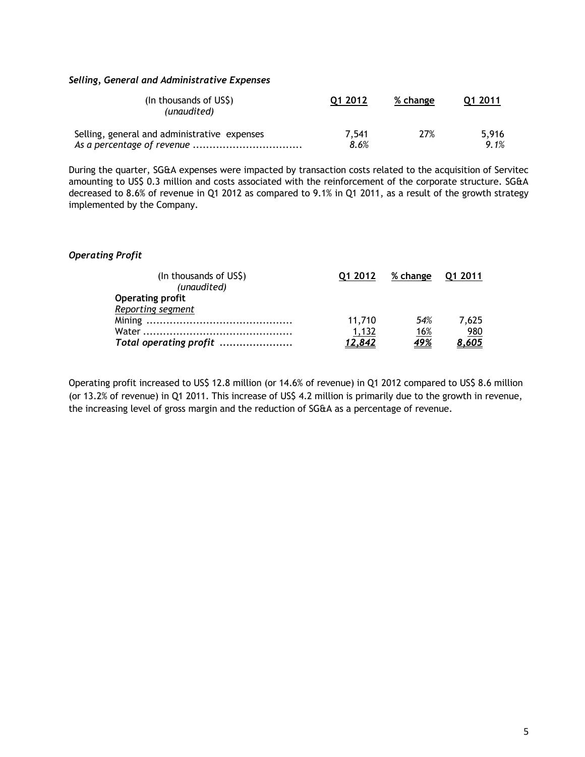### *Selling, General and Administrative Expenses*

| (In thousands of US$) *(unaudited)* | Q1 2012 | % change | Q1 2011 |
|---|---|---|---|
| Selling, general and administrative expenses | 7,541 | 27% | 5,916 |
| *As a percentage of revenue* | *8.6%* | | *9.1%* |

During the quarter, SG&A expenses were impacted by transaction costs related to the acquisition of Servitec amounting to US$ 0.3 million and costs associated with the reinforcement of the corporate structure. SG&A decreased to 8.6% of revenue in Q1 2012 as compared to 9.1% in Q1 2011, as a result of the growth strategy implemented by the Company.

### *Operating Profit*

| (In thousands of US$) *(unaudited)* | Q1 2012 | % change | Q1 2011 |
|---|---|---|---|
| **Operating profit** | | | |
| Reporting segment | | | |
| Mining | 11,710 | *54%* | 7,625 |
| Water | 1,132 | *16%* | 980 |
| ***Total operating profit*** | ***12,842*** | ***49%*** | ***8,605*** |

Operating profit increased to US$ 12.8 million (or 14.6% of revenue) in Q1 2012 compared to US$ 8.6 million (or 13.2% of revenue) in Q1 2011. This increase of US$ 4.2 million is primarily due to the growth in revenue, the increasing level of gross margin and the reduction of SG&A as a percentage of revenue.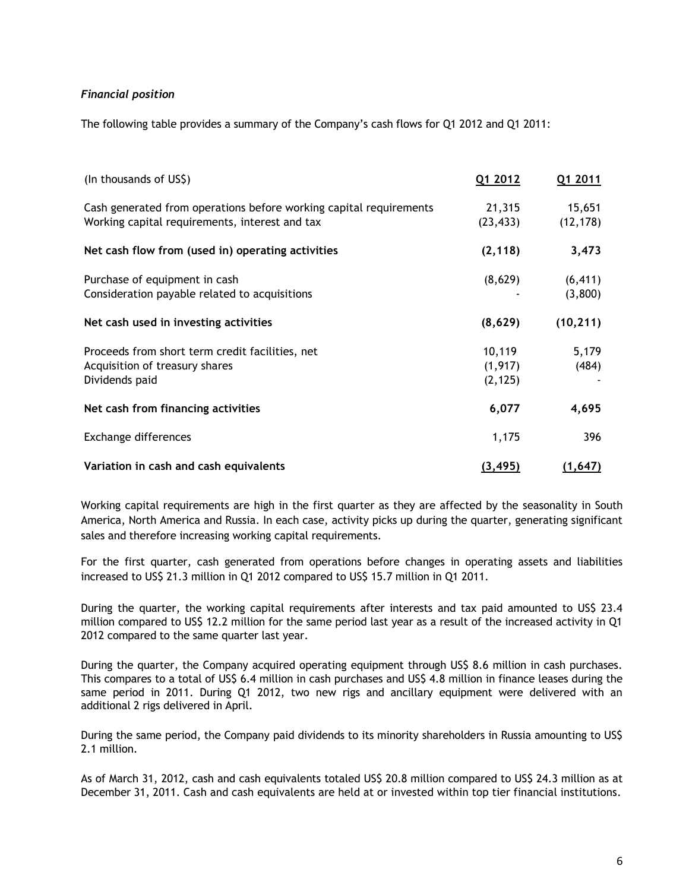*Financial position*

The following table provides a summary of the Company's cash flows for Q1 2012 and Q1 2011:

| (In thousands of US$) | Q1 2012 | Q1 2011 |
|---|---|---|
| Cash generated from operations before working capital requirements | 21,315 | 15,651 |
| Working capital requirements, interest and tax | (23,433) | (12,178) |
| **Net cash flow from (used in) operating activities** | **(2,118)** | **3,473** |
| Purchase of equipment in cash | (8,629) | (6,411) |
| Consideration payable related to acquisitions | - | (3,800) |
| **Net cash used in investing activities** | **(8,629)** | **(10,211)** |
| Proceeds from short term credit facilities, net | 10,119 | 5,179 |
| Acquisition of treasury shares | (1,917) | (484) |
| Dividends paid | (2,125) | - |
| **Net cash from financing activities** | **6,077** | **4,695** |
| Exchange differences | 1,175 | 396 |
| **Variation in cash and cash equivalents** | **(3,495)** | **(1,647)** |

Working capital requirements are high in the first quarter as they are affected by the seasonality in South America, North America and Russia. In each case, activity picks up during the quarter, generating significant sales and therefore increasing working capital requirements.

For the first quarter, cash generated from operations before changes in operating assets and liabilities increased to US$ 21.3 million in Q1 2012 compared to US$ 15.7 million in Q1 2011.

During the quarter, the working capital requirements after interests and tax paid amounted to US$ 23.4 million compared to US$ 12.2 million for the same period last year as a result of the increased activity in Q1 2012 compared to the same quarter last year.

During the quarter, the Company acquired operating equipment through US$ 8.6 million in cash purchases. This compares to a total of US$ 6.4 million in cash purchases and US$ 4.8 million in finance leases during the same period in 2011. During Q1 2012, two new rigs and ancillary equipment were delivered with an additional 2 rigs delivered in April.

During the same period, the Company paid dividends to its minority shareholders in Russia amounting to US$ 2.1 million.

As of March 31, 2012, cash and cash equivalents totaled US$ 20.8 million compared to US$ 24.3 million as at December 31, 2011. Cash and cash equivalents are held at or invested within top tier financial institutions.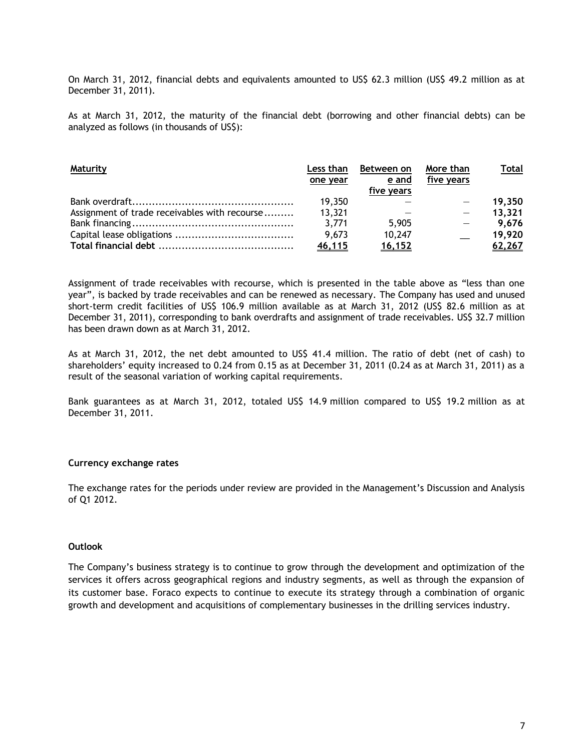On March 31, 2012, financial debts and equivalents amounted to US$ 62.3 million (US$ 49.2 million as at December 31, 2011).

As at March 31, 2012, the maturity of the financial debt (borrowing and other financial debts) can be analyzed as follows (in thousands of US$):

| Maturity | Less than one year | Between on e and five years | More than five years | Total |
|---|---|---|---|---|
| Bank overdraft | 19,350 | — | — | **19,350** |
| Assignment of trade receivables with recourse | 13,321 | — | — | **13,321** |
| Bank financing | 3,771 | 5,905 | — | **9,676** |
| Capital lease obligations | 9,673 | 10,247 | __ | **19,920** |
| **Total financial debt** | **46,115** | **16,152** | | **62,267** |

Assignment of trade receivables with recourse, which is presented in the table above as "less than one year", is backed by trade receivables and can be renewed as necessary. The Company has used and unused short-term credit facilities of US$ 106.9 million available as at March 31, 2012 (US$ 82.6 million as at December 31, 2011), corresponding to bank overdrafts and assignment of trade receivables. US$ 32.7 million has been drawn down as at March 31, 2012.

As at March 31, 2012, the net debt amounted to US$ 41.4 million. The ratio of debt (net of cash) to shareholders' equity increased to 0.24 from 0.15 as at December 31, 2011 (0.24 as at March 31, 2011) as a result of the seasonal variation of working capital requirements.

Bank guarantees as at March 31, 2012, totaled US$ 14.9 million compared to US$ 19.2 million as at December 31, 2011.

**Currency exchange rates**

The exchange rates for the periods under review are provided in the Management's Discussion and Analysis of Q1 2012.

**Outlook**

The Company's business strategy is to continue to grow through the development and optimization of the services it offers across geographical regions and industry segments, as well as through the expansion of its customer base. Foraco expects to continue to execute its strategy through a combination of organic growth and development and acquisitions of complementary businesses in the drilling services industry.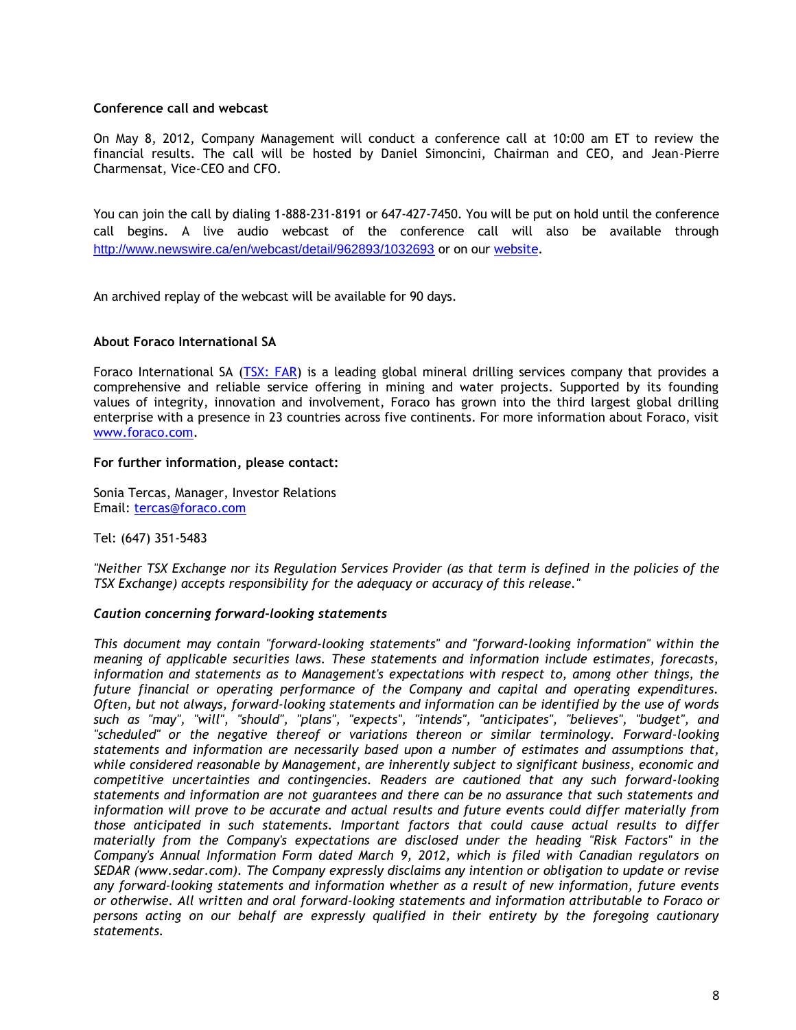**Conference call and webcast**

On May 8, 2012, Company Management will conduct a conference call at 10:00 am ET to review the financial results. The call will be hosted by Daniel Simoncini, Chairman and CEO, and Jean-Pierre Charmensat, Vice-CEO and CFO.

You can join the call by dialing 1-888-231-8191 or 647-427-7450. You will be put on hold until the conference call begins. A live audio webcast of the conference call will also be available through http://www.newswire.ca/en/webcast/detail/962893/1032693 or on our website.

An archived replay of the webcast will be available for 90 days.

**About Foraco International SA**

Foraco International SA (TSX: FAR) is a leading global mineral drilling services company that provides a comprehensive and reliable service offering in mining and water projects. Supported by its founding values of integrity, innovation and involvement, Foraco has grown into the third largest global drilling enterprise with a presence in 23 countries across five continents. For more information about Foraco, visit www.foraco.com.

**For further information, please contact:**

Sonia Tercas, Manager, Investor Relations
Email: tercas@foraco.com

Tel: (647) 351-5483

*"Neither TSX Exchange nor its Regulation Services Provider (as that term is defined in the policies of the TSX Exchange) accepts responsibility for the adequacy or accuracy of this release."*

***Caution concerning forward-looking statements***

*This document may contain "forward-looking statements" and "forward-looking information" within the meaning of applicable securities laws. These statements and information include estimates, forecasts, information and statements as to Management's expectations with respect to, among other things, the future financial or operating performance of the Company and capital and operating expenditures. Often, but not always, forward-looking statements and information can be identified by the use of words such as "may", "will", "should", "plans", "expects", "intends", "anticipates", "believes", "budget", and "scheduled" or the negative thereof or variations thereon or similar terminology. Forward-looking statements and information are necessarily based upon a number of estimates and assumptions that, while considered reasonable by Management, are inherently subject to significant business, economic and competitive uncertainties and contingencies. Readers are cautioned that any such forward-looking statements and information are not guarantees and there can be no assurance that such statements and information will prove to be accurate and actual results and future events could differ materially from those anticipated in such statements. Important factors that could cause actual results to differ materially from the Company's expectations are disclosed under the heading "Risk Factors" in the Company's Annual Information Form dated March 9, 2012, which is filed with Canadian regulators on SEDAR (www.sedar.com). The Company expressly disclaims any intention or obligation to update or revise any forward-looking statements and information whether as a result of new information, future events or otherwise. All written and oral forward-looking statements and information attributable to Foraco or persons acting on our behalf are expressly qualified in their entirety by the foregoing cautionary statements.*